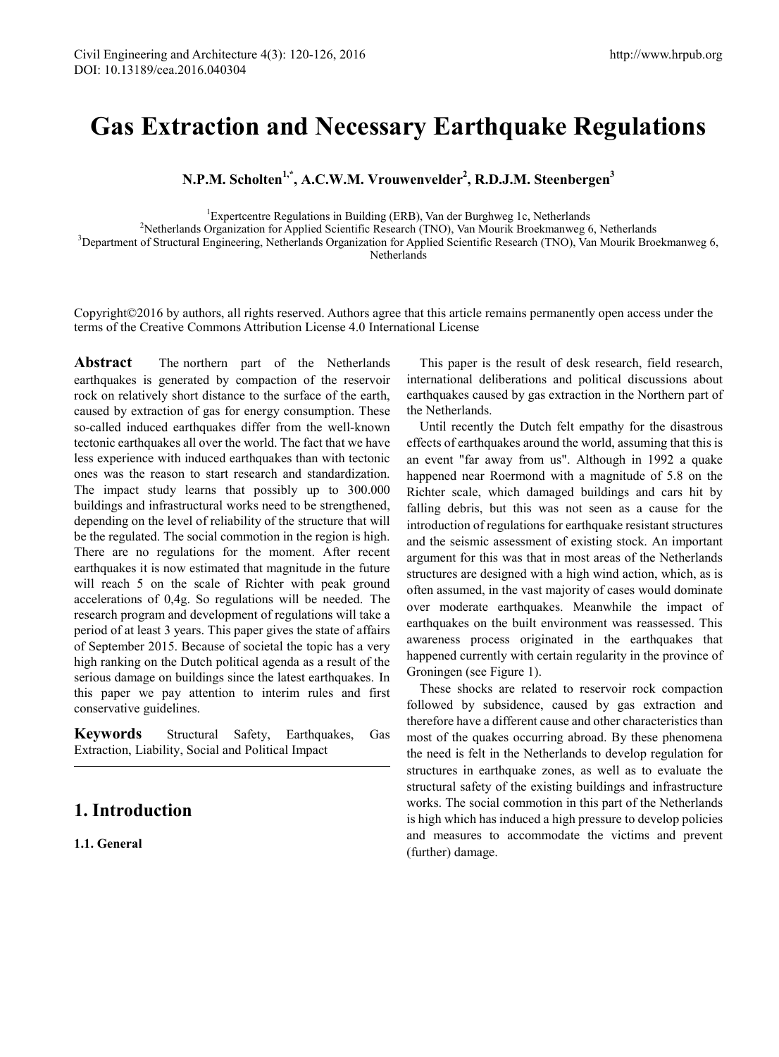# Gas Extraction and Necessary Earthquake Regulations

**N.P.M. Scholten[1,*], A.C.W.M. Vrouwenvelder[2], R.D.J.M. Steenbergen[3]**

[1]Expertcentre Regulations in Building (ERB), Van der Burghweg 1c, Netherlands
[2]Netherlands Organization for Applied Scientific Research (TNO), Van Mourik Broekmanweg 6, Netherlands
[3]Department of Structural Engineering, Netherlands Organization for Applied Scientific Research (TNO), Van Mourik Broekmanweg 6, Netherlands

Copyright©2016 by authors, all rights reserved. Authors agree that this article remains permanently open access under the terms of the Creative Commons Attribution License 4.0 International License

**Abstract** The northern part of the Netherlands earthquakes is generated by compaction of the reservoir rock on relatively short distance to the surface of the earth, caused by extraction of gas for energy consumption. These so-called induced earthquakes differ from the well-known tectonic earthquakes all over the world. The fact that we have less experience with induced earthquakes than with tectonic ones was the reason to start research and standardization. The impact study learns that possibly up to 300.000 buildings and infrastructural works need to be strengthened, depending on the level of reliability of the structure that will be the regulated. The social commotion in the region is high. There are no regulations for the moment. After recent earthquakes it is now estimated that magnitude in the future will reach 5 on the scale of Richter with peak ground accelerations of 0,4g. So regulations will be needed. The research program and development of regulations will take a period of at least 3 years. This paper gives the state of affairs of September 2015. Because of societal the topic has a very high ranking on the Dutch political agenda as a result of the serious damage on buildings since the latest earthquakes. In this paper we pay attention to interim rules and first conservative guidelines.

**Keywords** Structural Safety, Earthquakes, Gas Extraction, Liability, Social and Political Impact

## 1. Introduction

### 1.1. General

This paper is the result of desk research, field research, international deliberations and political discussions about earthquakes caused by gas extraction in the Northern part of the Netherlands.

Until recently the Dutch felt empathy for the disastrous effects of earthquakes around the world, assuming that this is an event "far away from us". Although in 1992 a quake happened near Roermond with a magnitude of 5.8 on the Richter scale, which damaged buildings and cars hit by falling debris, but this was not seen as a cause for the introduction of regulations for earthquake resistant structures and the seismic assessment of existing stock. An important argument for this was that in most areas of the Netherlands structures are designed with a high wind action, which, as is often assumed, in the vast majority of cases would dominate over moderate earthquakes. Meanwhile the impact of earthquakes on the built environment was reassessed. This awareness process originated in the earthquakes that happened currently with certain regularity in the province of Groningen (see Figure 1).

These shocks are related to reservoir rock compaction followed by subsidence, caused by gas extraction and therefore have a different cause and other characteristics than most of the quakes occurring abroad. By these phenomena the need is felt in the Netherlands to develop regulation for structures in earthquake zones, as well as to evaluate the structural safety of the existing buildings and infrastructure works. The social commotion in this part of the Netherlands is high which has induced a high pressure to develop policies and measures to accommodate the victims and prevent (further) damage.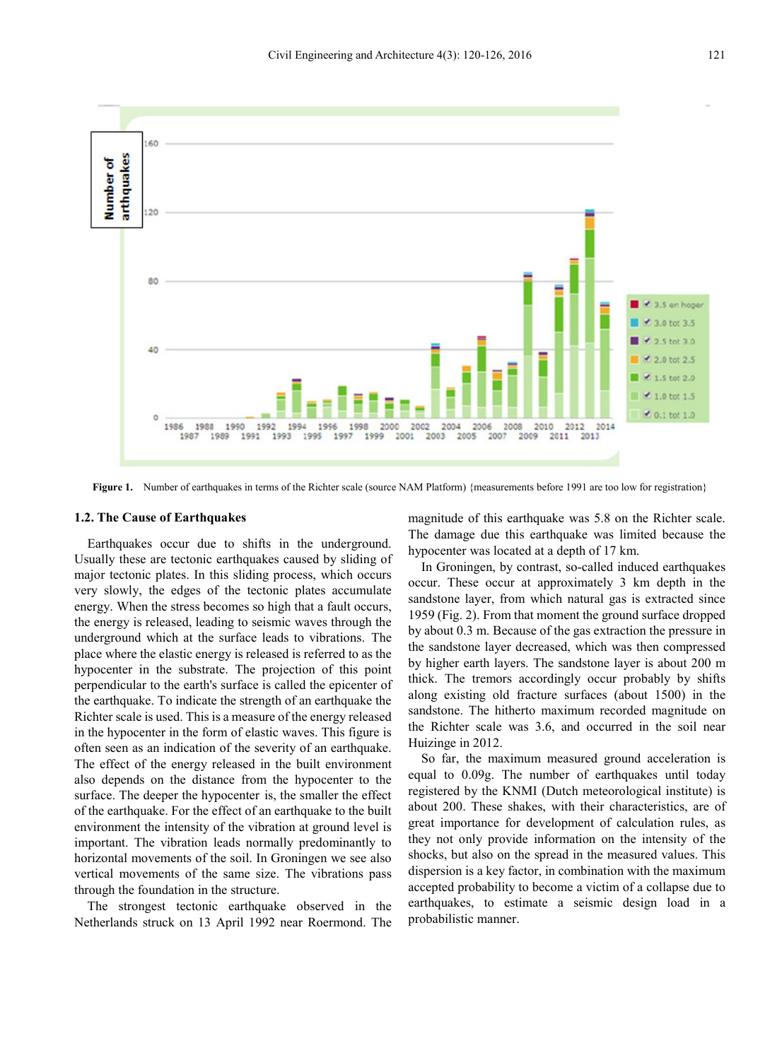Figure 1. Number of earthquakes in terms of the Richter scale (source NAM Platform) {measurements before 1991 are too low for registration}

### 1.2. The Cause of Earthquakes

Earthquakes occur due to shifts in the underground. Usually these are tectonic earthquakes caused by sliding of major tectonic plates. In this sliding process, which occurs very slowly, the edges of the tectonic plates accumulate energy. When the stress becomes so high that a fault occurs, the energy is released, leading to seismic waves through the underground which at the surface leads to vibrations. The place where the elastic energy is released is referred to as the hypocenter in the substrate. The projection of this point perpendicular to the earth's surface is called the epicenter of the earthquake. To indicate the strength of an earthquake the Richter scale is used. This is a measure of the energy released in the hypocenter in the form of elastic waves. This figure is often seen as an indication of the severity of an earthquake. The effect of the energy released in the built environment also depends on the distance from the hypocenter to the surface. The deeper the hypocenter is, the smaller the effect of the earthquake. For the effect of an earthquake to the built environment the intensity of the vibration at ground level is important. The vibration leads normally predominantly to horizontal movements of the soil. In Groningen we see also vertical movements of the same size. The vibrations pass through the foundation in the structure.

The strongest tectonic earthquake observed in the Netherlands struck on 13 April 1992 near Roermond. The magnitude of this earthquake was 5.8 on the Richter scale. The damage due this earthquake was limited because the hypocenter was located at a depth of 17 km.

In Groningen, by contrast, so-called induced earthquakes occur. These occur at approximately 3 km depth in the sandstone layer, from which natural gas is extracted since 1959 (Fig. 2). From that moment the ground surface dropped by about 0.3 m. Because of the gas extraction the pressure in the sandstone layer decreased, which was then compressed by higher earth layers. The sandstone layer is about 200 m thick. The tremors accordingly occur probably by shifts along existing old fracture surfaces (about 1500) in the sandstone. The hitherto maximum recorded magnitude on the Richter scale was 3.6, and occurred in the soil near Huizinge in 2012.

So far, the maximum measured ground acceleration is equal to 0.09g. The number of earthquakes until today registered by the KNMI (Dutch meteorological institute) is about 200. These shakes, with their characteristics, are of great importance for development of calculation rules, as they not only provide information on the intensity of the shocks, but also on the spread in the measured values. This dispersion is a key factor, in combination with the maximum accepted probability to become a victim of a collapse due to earthquakes, to estimate a seismic design load in a probabilistic manner.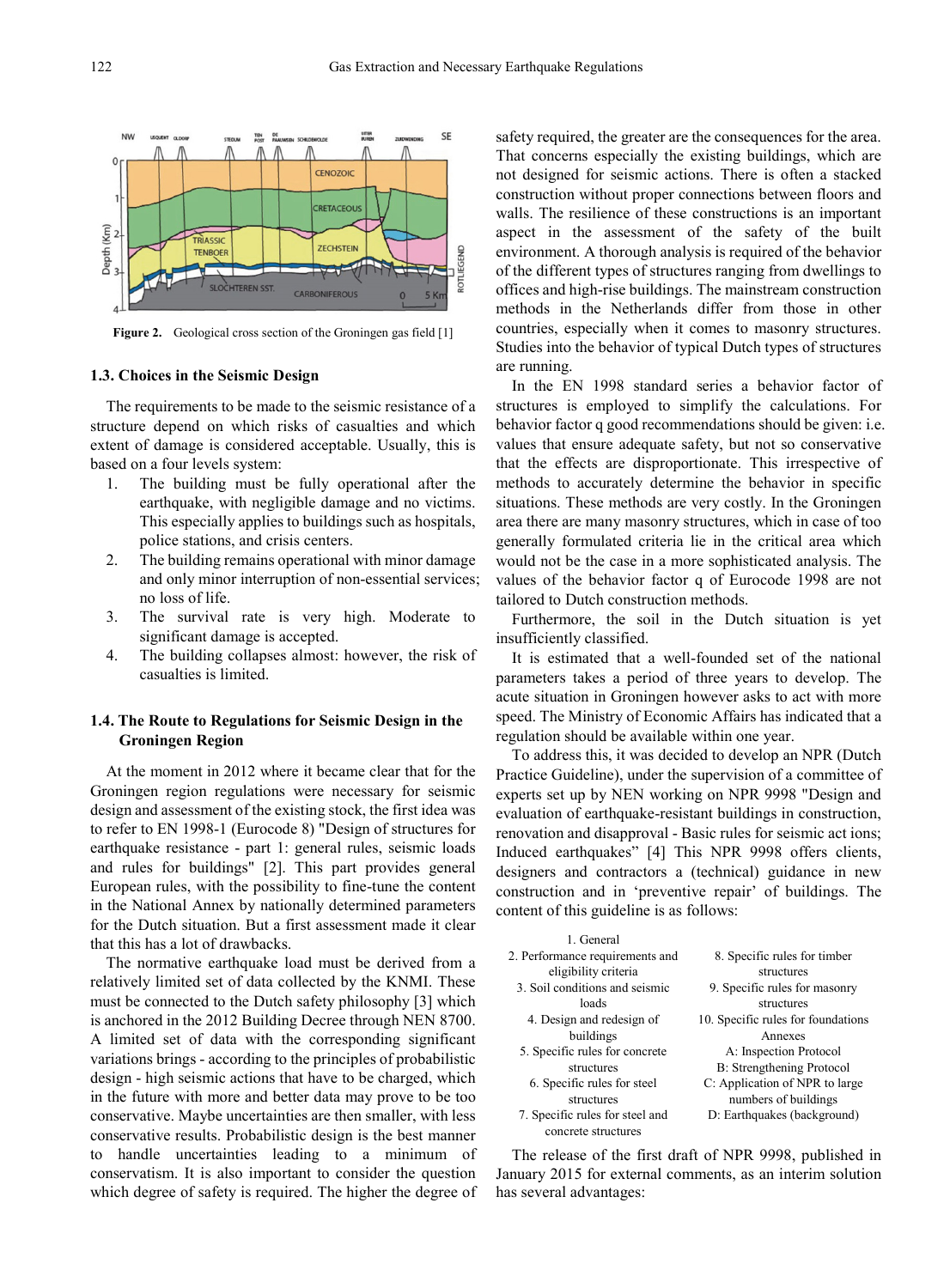Figure 2. Geological cross section of the Groningen gas field [1]

### 1.3. Choices in the Seismic Design

The requirements to be made to the seismic resistance of a structure depend on which risks of casualties and which extent of damage is considered acceptable. Usually, this is based on a four levels system:

1. The building must be fully operational after the earthquake, with negligible damage and no victims. This especially applies to buildings such as hospitals, police stations, and crisis centers.
2. The building remains operational with minor damage and only minor interruption of non-essential services; no loss of life.
3. The survival rate is very high. Moderate to significant damage is accepted.
4. The building collapses almost: however, the risk of casualties is limited.

### 1.4. The Route to Regulations for Seismic Design in the Groningen Region

At the moment in 2012 where it became clear that for the Groningen region regulations were necessary for seismic design and assessment of the existing stock, the first idea was to refer to EN 1998-1 (Eurocode 8) "Design of structures for earthquake resistance - part 1: general rules, seismic loads and rules for buildings" [2]. This part provides general European rules, with the possibility to fine-tune the content in the National Annex by nationally determined parameters for the Dutch situation. But a first assessment made it clear that this has a lot of drawbacks.

The normative earthquake load must be derived from a relatively limited set of data collected by the KNMI. These must be connected to the Dutch safety philosophy [3] which is anchored in the 2012 Building Decree through NEN 8700. A limited set of data with the corresponding significant variations brings - according to the principles of probabilistic design - high seismic actions that have to be charged, which in the future with more and better data may prove to be too conservative. Maybe uncertainties are then smaller, with less conservative results. Probabilistic design is the best manner to handle uncertainties leading to a minimum of conservatism. It is also important to consider the question which degree of safety is required. The higher the degree of safety required, the greater are the consequences for the area. That concerns especially the existing buildings, which are not designed for seismic actions. There is often a stacked construction without proper connections between floors and walls. The resilience of these constructions is an important aspect in the assessment of the safety of the built environment. A thorough analysis is required of the behavior of the different types of structures ranging from dwellings to offices and high-rise buildings. The mainstream construction methods in the Netherlands differ from those in other countries, especially when it comes to masonry structures. Studies into the behavior of typical Dutch types of structures are running.

In the EN 1998 standard series a behavior factor of structures is employed to simplify the calculations. For behavior factor q good recommendations should be given: i.e. values that ensure adequate safety, but not so conservative that the effects are disproportionate. This irrespective of methods to accurately determine the behavior in specific situations. These methods are very costly. In the Groningen area there are many masonry structures, which in case of too generally formulated criteria lie in the critical area which would not be the case in a more sophisticated analysis. The values of the behavior factor q of Eurocode 1998 are not tailored to Dutch construction methods.

Furthermore, the soil in the Dutch situation is yet insufficiently classified.

It is estimated that a well-founded set of the national parameters takes a period of three years to develop. The acute situation in Groningen however asks to act with more speed. The Ministry of Economic Affairs has indicated that a regulation should be available within one year.

To address this, it was decided to develop an NPR (Dutch Practice Guideline), under the supervision of a committee of experts set up by NEN working on NPR 9998 "Design and evaluation of earthquake-resistant buildings in construction, renovation and disapproval - Basic rules for seismic act ions; Induced earthquakes" [4] This NPR 9998 offers clients, designers and contractors a (technical) guidance in new construction and in 'preventive repair' of buildings. The content of this guideline is as follows:

| | |
|---|---|
| 1. General | 8. Specific rules for timber structures |
| 2. Performance requirements and eligibility criteria | 9. Specific rules for masonry structures |
| 3. Soil conditions and seismic loads | 10. Specific rules for foundations |
| 4. Design and redesign of buildings | Annexes |
| 5. Specific rules for concrete structures | A: Inspection Protocol |
| 6. Specific rules for steel structures | B: Strengthening Protocol |
| 7. Specific rules for steel and concrete structures | C: Application of NPR to large numbers of buildings |
| | D: Earthquakes (background) |

The release of the first draft of NPR 9998, published in January 2015 for external comments, as an interim solution has several advantages: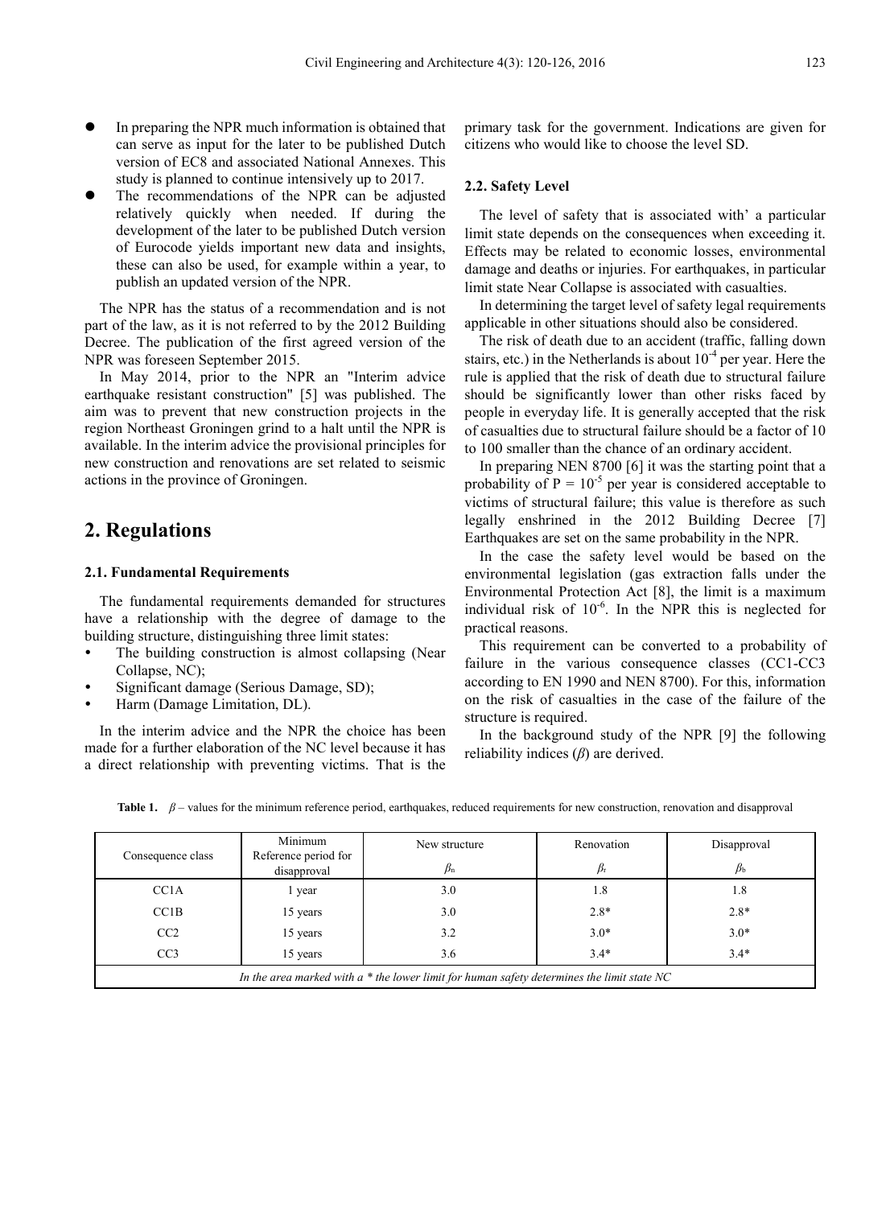- In preparing the NPR much information is obtained that can serve as input for the later to be published Dutch version of EC8 and associated National Annexes. This study is planned to continue intensively up to 2017.
- The recommendations of the NPR can be adjusted relatively quickly when needed. If during the development of the later to be published Dutch version of Eurocode yields important new data and insights, these can also be used, for example within a year, to publish an updated version of the NPR.

The NPR has the status of a recommendation and is not part of the law, as it is not referred to by the 2012 Building Decree. The publication of the first agreed version of the NPR was foreseen September 2015.

In May 2014, prior to the NPR an "Interim advice earthquake resistant construction" [5] was published. The aim was to prevent that new construction projects in the region Northeast Groningen grind to a halt until the NPR is available. In the interim advice the provisional principles for new construction and renovations are set related to seismic actions in the province of Groningen.

## 2. Regulations

### 2.1. Fundamental Requirements

The fundamental requirements demanded for structures have a relationship with the degree of damage to the building structure, distinguishing three limit states:

- The building construction is almost collapsing (Near Collapse, NC);
- Significant damage (Serious Damage, SD);
- Harm (Damage Limitation, DL).

In the interim advice and the NPR the choice has been made for a further elaboration of the NC level because it has a direct relationship with preventing victims. That is the primary task for the government. Indications are given for citizens who would like to choose the level SD.

### 2.2. Safety Level

The level of safety that is associated with' a particular limit state depends on the consequences when exceeding it. Effects may be related to economic losses, environmental damage and deaths or injuries. For earthquakes, in particular limit state Near Collapse is associated with casualties.

In determining the target level of safety legal requirements applicable in other situations should also be considered.

The risk of death due to an accident (traffic, falling down stairs, etc.) in the Netherlands is about $10^{-4}$ per year. Here the rule is applied that the risk of death due to structural failure should be significantly lower than other risks faced by people in everyday life. It is generally accepted that the risk of casualties due to structural failure should be a factor of 10 to 100 smaller than the chance of an ordinary accident.

In preparing NEN 8700 [6] it was the starting point that a probability of $P = 10^{-5}$ per year is considered acceptable to victims of structural failure; this value is therefore as such legally enshrined in the 2012 Building Decree [7] Earthquakes are set on the same probability in the NPR.

In the case the safety level would be based on the environmental legislation (gas extraction falls under the Environmental Protection Act [8], the limit is a maximum individual risk of $10^{-6}$. In the NPR this is neglected for practical reasons.

This requirement can be converted to a probability of failure in the various consequence classes (CC1-CC3 according to EN 1990 and NEN 8700). For this, information on the risk of casualties in the case of the failure of the structure is required.

In the background study of the NPR [9] the following reliability indices ($\beta$) are derived.

**Table 1.** $\beta$ – values for the minimum reference period, earthquakes, reduced requirements for new construction, renovation and disapproval

| Consequence class | Minimum Reference period for disapproval | New structure $\beta_n$ | Renovation $\beta_r$ | Disapproval $\beta_b$ |
|---|---|---|---|---|
| CC1A | 1 year | 3.0 | 1.8 | 1.8 |
| CC1B | 15 years | 3.0 | 2.8* | 2.8* |
| CC2 | 15 years | 3.2 | 3.0* | 3.0* |
| CC3 | 15 years | 3.6 | 3.4* | 3.4* |

*In the area marked with a * the lower limit for human safety determines the limit state NC*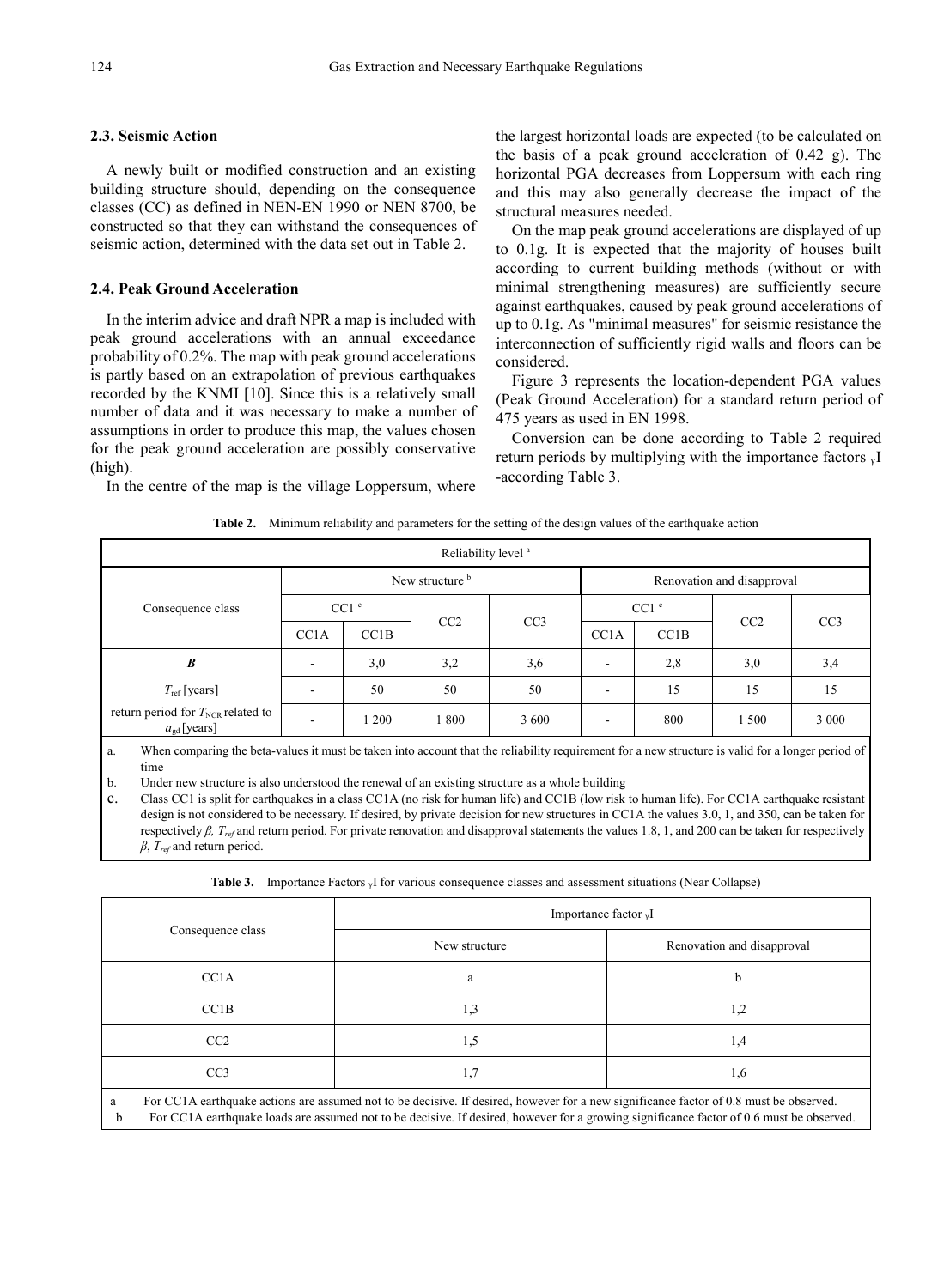### 2.3. Seismic Action

A newly built or modified construction and an existing building structure should, depending on the consequence classes (CC) as defined in NEN-EN 1990 or NEN 8700, be constructed so that they can withstand the consequences of seismic action, determined with the data set out in Table 2.

### 2.4. Peak Ground Acceleration

In the interim advice and draft NPR a map is included with peak ground accelerations with an annual exceedance probability of 0.2%. The map with peak ground accelerations is partly based on an extrapolation of previous earthquakes recorded by the KNMI [10]. Since this is a relatively small number of data and it was necessary to make a number of assumptions in order to produce this map, the values chosen for the peak ground acceleration are possibly conservative (high).

In the centre of the map is the village Loppersum, where the largest horizontal loads are expected (to be calculated on the basis of a peak ground acceleration of 0.42 g). The horizontal PGA decreases from Loppersum with each ring and this may also generally decrease the impact of the structural measures needed.

On the map peak ground accelerations are displayed of up to 0.1g. It is expected that the majority of houses built according to current building methods (without or with minimal strengthening measures) are sufficiently secure against earthquakes, caused by peak ground accelerations of up to 0.1g. As "minimal measures" for seismic resistance the interconnection of sufficiently rigid walls and floors can be considered.

Figure 3 represents the location-dependent PGA values (Peak Ground Acceleration) for a standard return period of 475 years as used in EN 1998.

Conversion can be done according to Table 2 required return periods by multiplying with the importance factors $_{\gamma}$I -according Table 3.

**Table 2.** Minimum reliability and parameters for the setting of the design values of the earthquake action

| Reliability level [a] | | | | | | | | |
|---|---|---|---|---|---|---|---|---|
| Consequence class | New structure [b] | | | | Renovation and disapproval | | | |
| | CC1 [c] | | CC2 | CC3 | CC1 [c] | | CC2 | CC3 |
| | CC1A | CC1B | | | CC1A | CC1B | | |
| ***B*** | - | 3,0 | 3,2 | 3,6 | - | 2,8 | 3,0 | 3,4 |
| $T_{\text{ref}}$ [years] | - | 50 | 50 | 50 | - | 15 | 15 | 15 |
| return period for $T_{\text{NCR}}$ related to $a_{\text{gd}}$ [years] | - | 1 200 | 1 800 | 3 600 | - | 800 | 1 500 | 3 000 |

a. When comparing the beta-values it must be taken into account that the reliability requirement for a new structure is valid for a longer period of time

b. Under new structure is also understood the renewal of an existing structure as a whole building

c. Class CC1 is split for earthquakes in a class CC1A (no risk for human life) and CC1B (low risk to human life). For CC1A earthquake resistant design is not considered to be necessary. If desired, by private decision for new structures in CC1A the values 3.0, 1, and 350, can be taken for respectively $\beta$, $T_{ref}$ and return period. For private renovation and disapproval statements the values 1.8, 1, and 200 can be taken for respectively $\beta$, $T_{ref}$ and return period.

**Table 3.** Importance Factors $_{\gamma}$I for various consequence classes and assessment situations (Near Collapse)

| Consequence class | Importance factor $_{\gamma}$I | |
|---|---|---|
| | New structure | Renovation and disapproval |
| CC1A | a | b |
| CC1B | 1,3 | 1,2 |
| CC2 | 1,5 | 1,4 |
| CC3 | 1,7 | 1,6 |

a For CC1A earthquake actions are assumed not to be decisive. If desired, however for a new significance factor of 0.8 must be observed.

b For CC1A earthquake loads are assumed not to be decisive. If desired, however for a growing significance factor of 0.6 must be observed.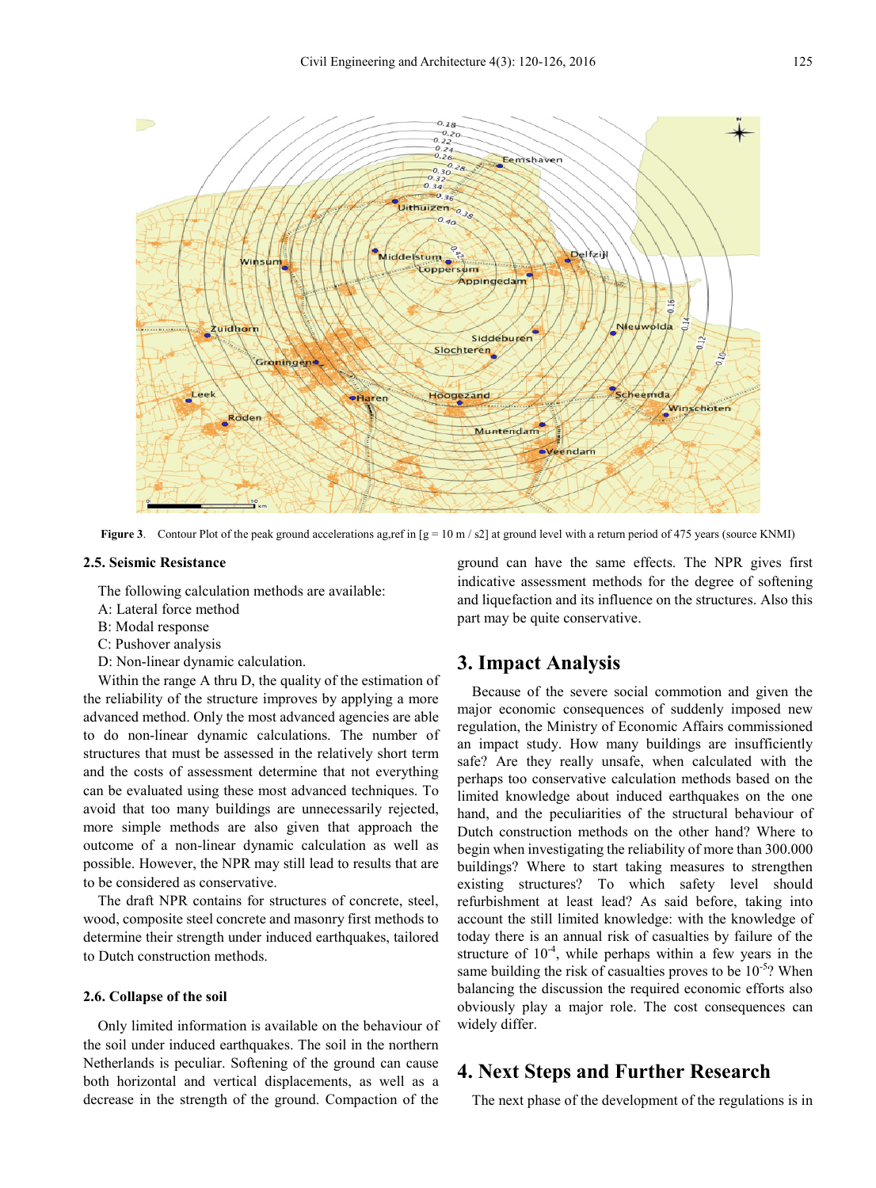**Figure 3**. Contour Plot of the peak ground accelerations ag,ref in [g = 10 m / s2] at ground level with a return period of 475 years (source KNMI)

### 2.5. Seismic Resistance

The following calculation methods are available:

A: Lateral force method

B: Modal response

C: Pushover analysis

D: Non-linear dynamic calculation.

Within the range A thru D, the quality of the estimation of the reliability of the structure improves by applying a more advanced method. Only the most advanced agencies are able to do non-linear dynamic calculations. The number of structures that must be assessed in the relatively short term and the costs of assessment determine that not everything can be evaluated using these most advanced techniques. To avoid that too many buildings are unnecessarily rejected, more simple methods are also given that approach the outcome of a non-linear dynamic calculation as well as possible. However, the NPR may still lead to results that are to be considered as conservative.

The draft NPR contains for structures of concrete, steel, wood, composite steel concrete and masonry first methods to determine their strength under induced earthquakes, tailored to Dutch construction methods.

### 2.6. Collapse of the soil

Only limited information is available on the behaviour of the soil under induced earthquakes. The soil in the northern Netherlands is peculiar. Softening of the ground can cause both horizontal and vertical displacements, as well as a decrease in the strength of the ground. Compaction of the ground can have the same effects. The NPR gives first indicative assessment methods for the degree of softening and liquefaction and its influence on the structures. Also this part may be quite conservative.

## 3. Impact Analysis

Because of the severe social commotion and given the major economic consequences of suddenly imposed new regulation, the Ministry of Economic Affairs commissioned an impact study. How many buildings are insufficiently safe? Are they really unsafe, when calculated with the perhaps too conservative calculation methods based on the limited knowledge about induced earthquakes on the one hand, and the peculiarities of the structural behaviour of Dutch construction methods on the other hand? Where to begin when investigating the reliability of more than 300.000 buildings? Where to start taking measures to strengthen existing structures? To which safety level should refurbishment at least lead? As said before, taking into account the still limited knowledge: with the knowledge of today there is an annual risk of casualties by failure of the structure of $10^{-4}$, while perhaps within a few years in the same building the risk of casualties proves to be $10^{-5}$? When balancing the discussion the required economic efforts also obviously play a major role. The cost consequences can widely differ.

## 4. Next Steps and Further Research

The next phase of the development of the regulations is in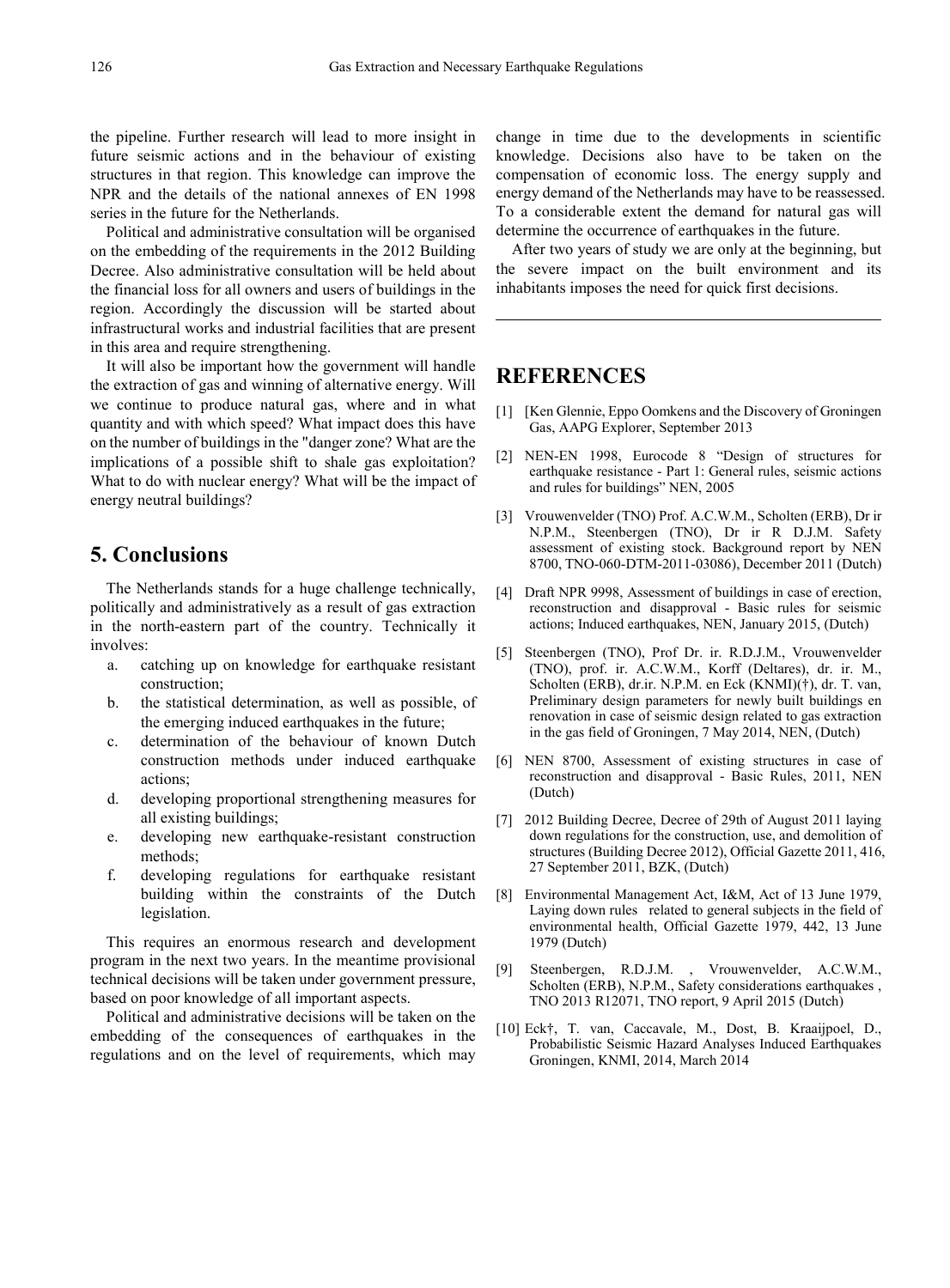the pipeline. Further research will lead to more insight in future seismic actions and in the behaviour of existing structures in that region. This knowledge can improve the NPR and the details of the national annexes of EN 1998 series in the future for the Netherlands.

Political and administrative consultation will be organised on the embedding of the requirements in the 2012 Building Decree. Also administrative consultation will be held about the financial loss for all owners and users of buildings in the region. Accordingly the discussion will be started about infrastructural works and industrial facilities that are present in this area and require strengthening.

It will also be important how the government will handle the extraction of gas and winning of alternative energy. Will we continue to produce natural gas, where and in what quantity and with which speed? What impact does this have on the number of buildings in the "danger zone? What are the implications of a possible shift to shale gas exploitation? What to do with nuclear energy? What will be the impact of energy neutral buildings?

## 5. Conclusions

The Netherlands stands for a huge challenge technically, politically and administratively as a result of gas extraction in the north-eastern part of the country. Technically it involves:

a. catching up on knowledge for earthquake resistant construction;
b. the statistical determination, as well as possible, of the emerging induced earthquakes in the future;
c. determination of the behaviour of known Dutch construction methods under induced earthquake actions;
d. developing proportional strengthening measures for all existing buildings;
e. developing new earthquake-resistant construction methods;
f. developing regulations for earthquake resistant building within the constraints of the Dutch legislation.

This requires an enormous research and development program in the next two years. In the meantime provisional technical decisions will be taken under government pressure, based on poor knowledge of all important aspects.

Political and administrative decisions will be taken on the embedding of the consequences of earthquakes in the regulations and on the level of requirements, which may change in time due to the developments in scientific knowledge. Decisions also have to be taken on the compensation of economic loss. The energy supply and energy demand of the Netherlands may have to be reassessed. To a considerable extent the demand for natural gas will determine the occurrence of earthquakes in the future.

After two years of study we are only at the beginning, but the severe impact on the built environment and its inhabitants imposes the need for quick first decisions.

## REFERENCES

[1] [Ken Glennie, Eppo Oomkens and the Discovery of Groningen Gas, AAPG Explorer, September 2013

[2] NEN-EN 1998, Eurocode 8 "Design of structures for earthquake resistance - Part 1: General rules, seismic actions and rules for buildings" NEN, 2005

[3] Vrouwenvelder (TNO) Prof. A.C.W.M., Scholten (ERB), Dr ir N.P.M., Steenbergen (TNO), Dr ir R D.J.M. Safety assessment of existing stock. Background report by NEN 8700, TNO-060-DTM-2011-03086), December 2011 (Dutch)

[4] Draft NPR 9998, Assessment of buildings in case of erection, reconstruction and disapproval - Basic rules for seismic actions; Induced earthquakes, NEN, January 2015, (Dutch)

[5] Steenbergen (TNO), Prof Dr. ir. R.D.J.M., Vrouwenvelder (TNO), prof. ir. A.C.W.M., Korff (Deltares), dr. ir. M., Scholten (ERB), dr.ir. N.P.M. en Eck (KNMI)(†), dr. T. van, Preliminary design parameters for newly built buildings en renovation in case of seismic design related to gas extraction in the gas field of Groningen, 7 May 2014, NEN, (Dutch)

[6] NEN 8700, Assessment of existing structures in case of reconstruction and disapproval - Basic Rules, 2011, NEN (Dutch)

[7] 2012 Building Decree, Decree of 29th of August 2011 laying down regulations for the construction, use, and demolition of structures (Building Decree 2012), Official Gazette 2011, 416, 27 September 2011, BZK, (Dutch)

[8] Environmental Management Act, I&M, Act of 13 June 1979, Laying down rules related to general subjects in the field of environmental health, Official Gazette 1979, 442, 13 June 1979 (Dutch)

[9] Steenbergen, R.D.J.M. , Vrouwenvelder, A.C.W.M., Scholten (ERB), N.P.M., Safety considerations earthquakes , TNO 2013 R12071, TNO report, 9 April 2015 (Dutch)

[10] Eck†, T. van, Caccavale, M., Dost, B. Kraaijpoel, D., Probabilistic Seismic Hazard Analyses Induced Earthquakes Groningen, KNMI, 2014, March 2014